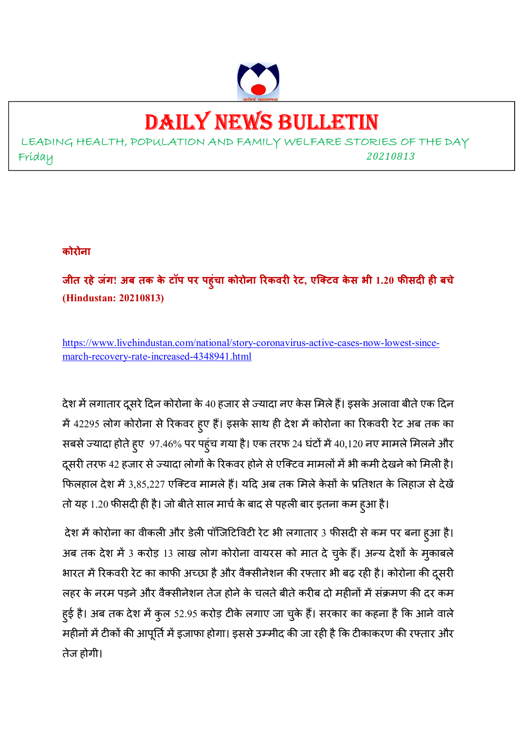# DAILY NEWS BULLETIN

LEADING HEALTH, POPULATION AND FAMILY WELFARE STORIES OF THE DAY

Friday 20210813

**कोरोना**

**जीत रहे जंग! अब तक के टॉप पर पहुंचा कोरोना रिकवरी रेट, एक्टिव केस भी 1.20 फीसदी ही बचे (Hindustan: 20210813)**

https://www.livehindustan.com/national/story-coronavirus-active-cases-now-lowest-since-march-recovery-rate-increased-4348941.html

देश में लगातार दूसरे दिन कोरोना के 40 हजार से ज्यादा नए केस मिले हैं। इसके अलावा बीते एक दिन में 42295 लोग कोरोना से रिकवर हुए हैं। इसके साथ ही देश में कोरोना का रिकवरी रेट अब तक का सबसे ज्यादा होते हुए 97.46% पर पहुंच गया है। एक तरफ 24 घंटों में 40,120 नए मामले मिलने और दूसरी तरफ 42 हजार से ज्यादा लोगों के रिकवर होने से एक्टिव मामलों में भी कमी देखने को मिली है। फिलहाल देश में 3,85,227 एक्टिव मामले हैं। यदि अब तक मिले केसों के प्रतिशत के लिहाज से देखें तो यह 1.20 फीसदी ही है। जो बीते साल मार्च के बाद से पहली बार इतना कम हुआ है।

देश में कोरोना का वीकली और डेली पॉजिटिविटी रेट भी लगातार 3 फीसदी से कम पर बना हुआ है। अब तक देश में 3 करोड़ 13 लाख लोग कोरोना वायरस को मात दे चुके हैं। अन्य देशों के मुकाबले भारत में रिकवरी रेट का काफी अच्छा है और वैक्सीनेशन की रफ्तार भी बढ़ रही है। कोरोना की दूसरी लहर के नरम पड़ने और वैक्सीनेशन तेज होने के चलते बीते करीब दो महीनों में संक्रमण की दर कम हुई है। अब तक देश में कुल 52.95 करोड़ टीके लगाए जा चुके हैं। सरकार का कहना है कि आने वाले महीनों में टीकों की आपूर्ति में इजाफा होगा। इससे उम्मीद की जा रही है कि टीकाकरण की रफ्तार और तेज होगी।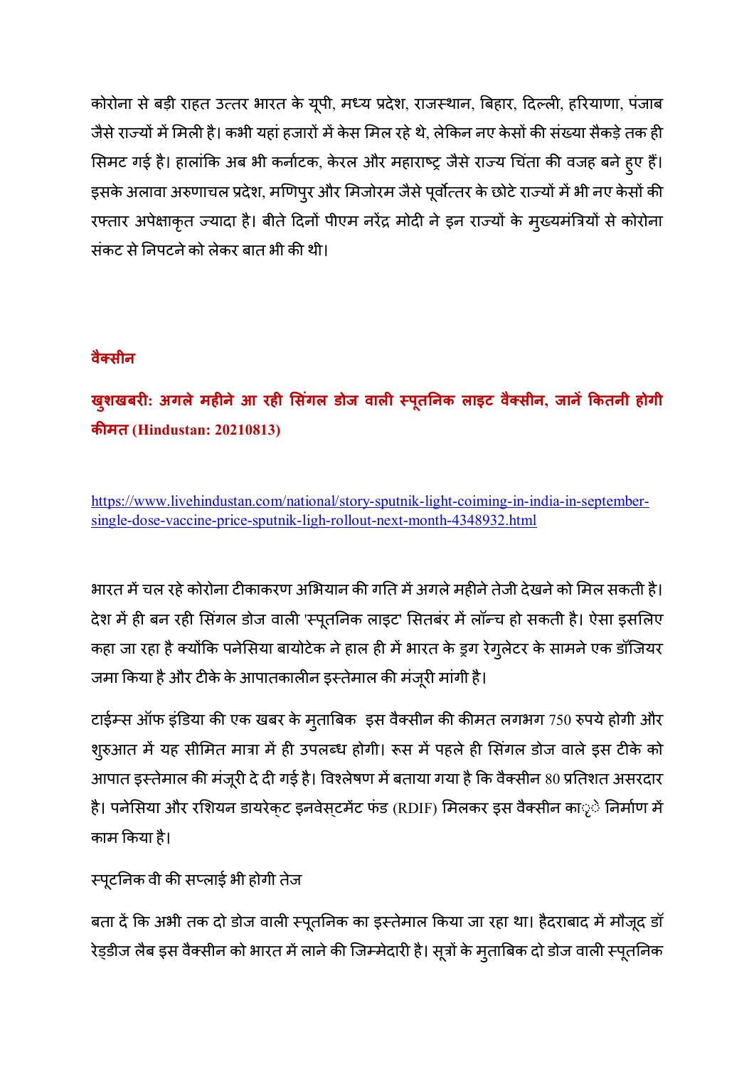कोरोना से बड़ी राहत उत्तर भारत के यूपी, मध्य प्रदेश, राजस्थान, बिहार, दिल्ली, हरियाणा, पंजाब जैसे राज्यों में मिली है। कभी यहां हजारों में केस मिल रहे थे, लेकिन नए केसों की संख्या सैकड़े तक ही सिमट गई है। हालांकि अब भी कर्नाटक, केरल और महाराष्ट्र जैसे राज्य चिंता की वजह बने हुए हैं। इसके अलावा अरुणाचल प्रदेश, मणिपुर और मिजोरम जैसे पूर्वोत्तर के छोटे राज्यों में भी नए केसों की रफ्तार अपेक्षाकृत ज्यादा है। बीते दिनों पीएम नरेंद्र मोदी ने इन राज्यों के मुख्यमंत्रियों से कोरोना संकट से निपटने को लेकर बात भी की थी।

## वैक्सीन

### खुशखबरी: अगले महीने आ रही सिंगल डोज वाली स्पूतनिक लाइट वैक्सीन, जानें कितनी होगी कीमत (Hindustan: 20210813)

[https://www.livehindustan.com/national/story-sputnik-light-coiming-in-india-in-september-single-dose-vaccine-price-sputnik-ligh-rollout-next-month-4348932.html](https://www.livehindustan.com/national/story-sputnik-light-coiming-in-india-in-september-single-dose-vaccine-price-sputnik-ligh-rollout-next-month-4348932.html)

भारत में चल रहे कोरोना टीकाकरण अभियान की गति में अगले महीने तेजी देखने को मिल सकती है। देश में ही बन रही सिंगल डोज वाली 'स्पूतनिक लाइट' सितबंर में लॉन्च हो सकती है। ऐसा इसलिए कहा जा रहा है क्योंकि पनेसिया बायोटेक ने हाल ही में भारत के ड्रग रेगुलेटर के सामने एक डॉजियर जमा किया है और टीके के आपातकालीन इस्तेमाल की मंजूरी मांगी है।

टाईम्स ऑफ इंडिया की एक खबर के मुताबिक इस वैक्सीन की कीमत लगभग 750 रुपये होगी और शुरुआत में यह सीमित मात्रा में ही उपलब्ध होगी। रूस में पहले ही सिंगल डोज वाले इस टीके को आपात इस्तेमाल की मंजूरी दे दी गई है। विश्लेषण में बताया गया है कि वैक्सीन 80 प्रतिशत असरदार है। पनेसिया और रशियन डायरेक्ट इनवेस्टमेंट फंड (RDIF) मिलकर इस वैक्सीन काे निर्माण में काम किया है।

स्पूटनिक वी की सप्लाई भी होगी तेज

बता दें कि अभी तक दो डोज वाली स्पूतनिक का इस्तेमाल किया जा रहा था। हैदराबाद में मौजूद डॉ रेड्डीज लैब इस वैक्सीन को भारत में लाने की जिम्मेदारी है। सूत्रों के मुताबिक दो डोज वाली स्पूतनिक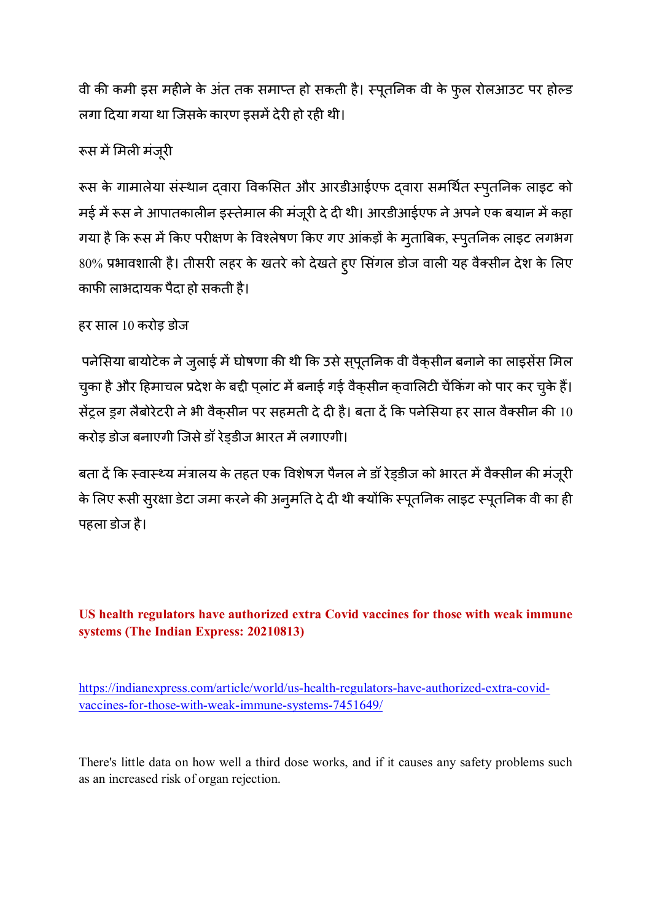वी की कमी इस महीने के अंत तक समाप्त हो सकती है। स्पूतनिक वी के फुल रोलआउट पर होल्ड लगा दिया गया था जिसके कारण इसमें देरी हो रही थी।

रूस में मिली मंजूरी

रूस के गामालेया संस्थान द्वारा विकसित और आरडीआईएफ द्वारा समर्थित स्पुतनिक लाइट को मई में रूस ने आपातकालीन इस्तेमाल की मंजूरी दे दी थी। आरडीआईएफ ने अपने एक बयान में कहा गया है कि रूस में किए परीक्षण के विश्लेषण किए गए आंकड़ों के मुताबिक, स्पुतनिक लाइट लगभग 80% प्रभावशाली है। तीसरी लहर के खतरे को देखते हुए सिंगल डोज वाली यह वैक्सीन देश के लिए काफी लाभदायक पैदा हो सकती है।

हर साल 10 करोड़ डोज

पनेसिया बायोटेक ने जुलाई में घोषणा की थी कि उसे स्पूतनिक वी वैक्सीन बनाने का लाइसेंस मिल चुका है और हिमाचल प्रदेश के बद्दी प्लांट में बनाई गई वैक्सीन क्वालिटी चेकिंग को पार कर चुके हैं। सेंट्रल ड्रग लैबोरेटरी ने भी वैक्सीन पर सहमती दे दी है। बता दें कि पनेसिया हर साल वैक्सीन की 10 करोड़ डोज बनाएगी जिसे डॉ रेड्डीज भारत में लगाएगी।

बता दें कि स्वास्थ्य मंत्रालय के तहत एक विशेषज्ञ पैनल ने डॉ रेड्डीज को भारत में वैक्सीन की मंजूरी के लिए रूसी सुरक्षा डेटा जमा करने की अनुमति दे दी थी क्योंकि स्पूतनिक लाइट स्पूतनिक वी का ही पहला डोज है।

**US health regulators have authorized extra Covid vaccines for those with weak immune systems (The Indian Express: 20210813)**

https://indianexpress.com/article/world/us-health-regulators-have-authorized-extra-covid-vaccines-for-those-with-weak-immune-systems-7451649/

There's little data on how well a third dose works, and if it causes any safety problems such as an increased risk of organ rejection.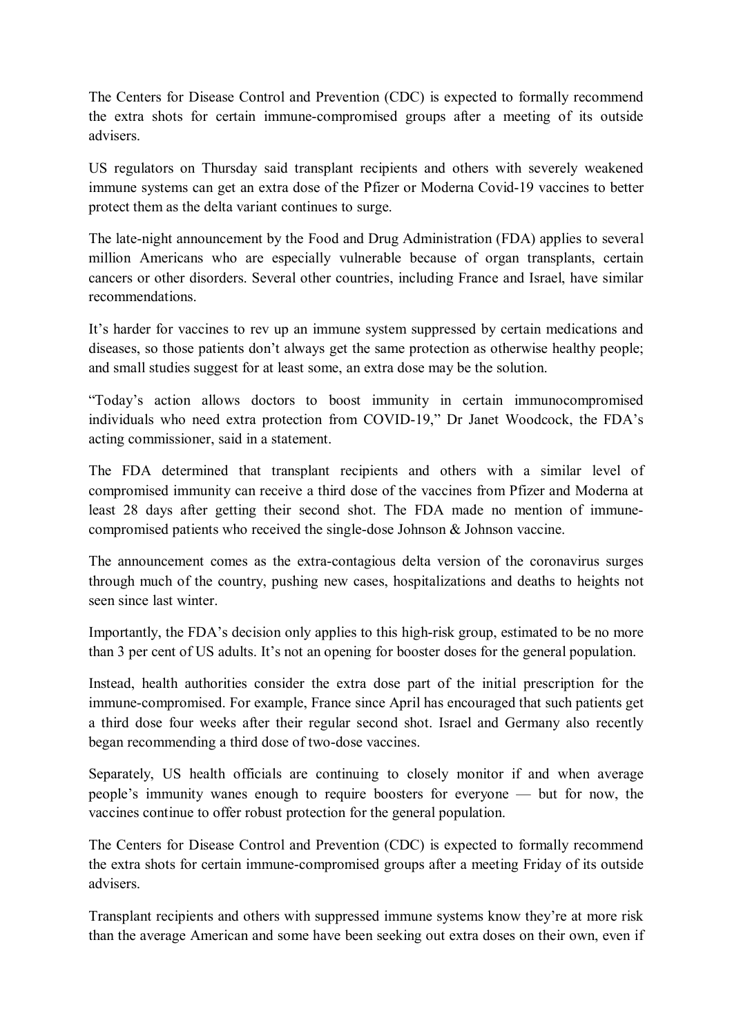The Centers for Disease Control and Prevention (CDC) is expected to formally recommend the extra shots for certain immune-compromised groups after a meeting of its outside advisers.

US regulators on Thursday said transplant recipients and others with severely weakened immune systems can get an extra dose of the Pfizer or Moderna Covid-19 vaccines to better protect them as the delta variant continues to surge.

The late-night announcement by the Food and Drug Administration (FDA) applies to several million Americans who are especially vulnerable because of organ transplants, certain cancers or other disorders. Several other countries, including France and Israel, have similar recommendations.

It's harder for vaccines to rev up an immune system suppressed by certain medications and diseases, so those patients don't always get the same protection as otherwise healthy people; and small studies suggest for at least some, an extra dose may be the solution.

"Today's action allows doctors to boost immunity in certain immunocompromised individuals who need extra protection from COVID-19," Dr Janet Woodcock, the FDA's acting commissioner, said in a statement.

The FDA determined that transplant recipients and others with a similar level of compromised immunity can receive a third dose of the vaccines from Pfizer and Moderna at least 28 days after getting their second shot. The FDA made no mention of immune-compromised patients who received the single-dose Johnson & Johnson vaccine.

The announcement comes as the extra-contagious delta version of the coronavirus surges through much of the country, pushing new cases, hospitalizations and deaths to heights not seen since last winter.

Importantly, the FDA's decision only applies to this high-risk group, estimated to be no more than 3 per cent of US adults. It's not an opening for booster doses for the general population.

Instead, health authorities consider the extra dose part of the initial prescription for the immune-compromised. For example, France since April has encouraged that such patients get a third dose four weeks after their regular second shot. Israel and Germany also recently began recommending a third dose of two-dose vaccines.

Separately, US health officials are continuing to closely monitor if and when average people's immunity wanes enough to require boosters for everyone — but for now, the vaccines continue to offer robust protection for the general population.

The Centers for Disease Control and Prevention (CDC) is expected to formally recommend the extra shots for certain immune-compromised groups after a meeting Friday of its outside advisers.

Transplant recipients and others with suppressed immune systems know they're at more risk than the average American and some have been seeking out extra doses on their own, even if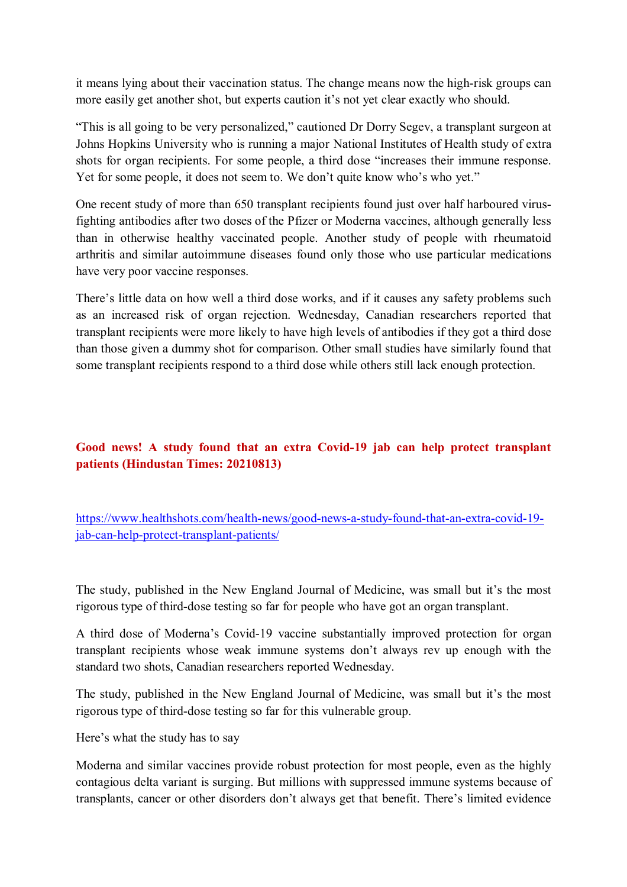it means lying about their vaccination status. The change means now the high-risk groups can more easily get another shot, but experts caution it's not yet clear exactly who should.

"This is all going to be very personalized," cautioned Dr Dorry Segev, a transplant surgeon at Johns Hopkins University who is running a major National Institutes of Health study of extra shots for organ recipients. For some people, a third dose "increases their immune response. Yet for some people, it does not seem to. We don't quite know who's who yet."

One recent study of more than 650 transplant recipients found just over half harboured virus-fighting antibodies after two doses of the Pfizer or Moderna vaccines, although generally less than in otherwise healthy vaccinated people. Another study of people with rheumatoid arthritis and similar autoimmune diseases found only those who use particular medications have very poor vaccine responses.

There's little data on how well a third dose works, and if it causes any safety problems such as an increased risk of organ rejection. Wednesday, Canadian researchers reported that transplant recipients were more likely to have high levels of antibodies if they got a third dose than those given a dummy shot for comparison. Other small studies have similarly found that some transplant recipients respond to a third dose while others still lack enough protection.

**Good news! A study found that an extra Covid-19 jab can help protect transplant patients (Hindustan Times: 20210813)**

https://www.healthshots.com/health-news/good-news-a-study-found-that-an-extra-covid-19-jab-can-help-protect-transplant-patients/

The study, published in the New England Journal of Medicine, was small but it's the most rigorous type of third-dose testing so far for people who have got an organ transplant.

A third dose of Moderna's Covid-19 vaccine substantially improved protection for organ transplant recipients whose weak immune systems don't always rev up enough with the standard two shots, Canadian researchers reported Wednesday.

The study, published in the New England Journal of Medicine, was small but it's the most rigorous type of third-dose testing so far for this vulnerable group.

Here's what the study has to say

Moderna and similar vaccines provide robust protection for most people, even as the highly contagious delta variant is surging. But millions with suppressed immune systems because of transplants, cancer or other disorders don't always get that benefit. There's limited evidence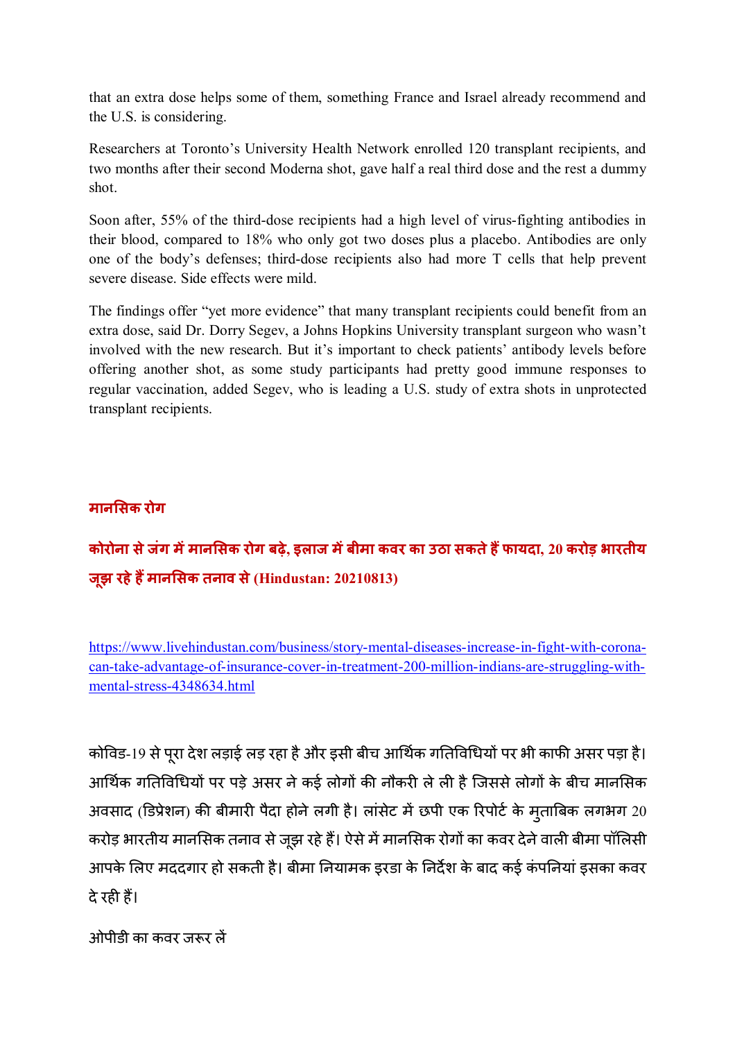that an extra dose helps some of them, something France and Israel already recommend and the U.S. is considering.

Researchers at Toronto's University Health Network enrolled 120 transplant recipients, and two months after their second Moderna shot, gave half a real third dose and the rest a dummy shot.

Soon after, 55% of the third-dose recipients had a high level of virus-fighting antibodies in their blood, compared to 18% who only got two doses plus a placebo. Antibodies are only one of the body's defenses; third-dose recipients also had more T cells that help prevent severe disease. Side effects were mild.

The findings offer "yet more evidence" that many transplant recipients could benefit from an extra dose, said Dr. Dorry Segev, a Johns Hopkins University transplant surgeon who wasn't involved with the new research. But it's important to check patients' antibody levels before offering another shot, as some study participants had pretty good immune responses to regular vaccination, added Segev, who is leading a U.S. study of extra shots in unprotected transplant recipients.

## मानसिक रोग

### कोरोना से जंग में मानसिक रोग बढ़े, इलाज में बीमा कवर का उठा सकते हैं फायदा, 20 करोड़ भारतीय जूझ रहे हैं मानसिक तनाव से (Hindustan: 20210813)

https://www.livehindustan.com/business/story-mental-diseases-increase-in-fight-with-corona-can-take-advantage-of-insurance-cover-in-treatment-200-million-indians-are-struggling-with-mental-stress-4348634.html

कोविड-19 से पूरा देश लड़ाई लड़ रहा है और इसी बीच आर्थिक गतिविधियों पर भी काफी असर पड़ा है। आर्थिक गतिविधियों पर पड़े असर ने कई लोगों की नौकरी ले ली है जिससे लोगों के बीच मानसिक अवसाद (डिप्रेशन) की बीमारी पैदा होने लगी है। लांसेट में छपी एक रिपोर्ट के मुताबिक लगभग 20 करोड़ भारतीय मानसिक तनाव से जूझ रहे हैं। ऐसे में मानसिक रोगों का कवर देने वाली बीमा पॉलिसी आपके लिए मददगार हो सकती है। बीमा नियामक इरडा के निर्देश के बाद कई कंपनियां इसका कवर दे रही हैं।

ओपीडी का कवर जरूर लें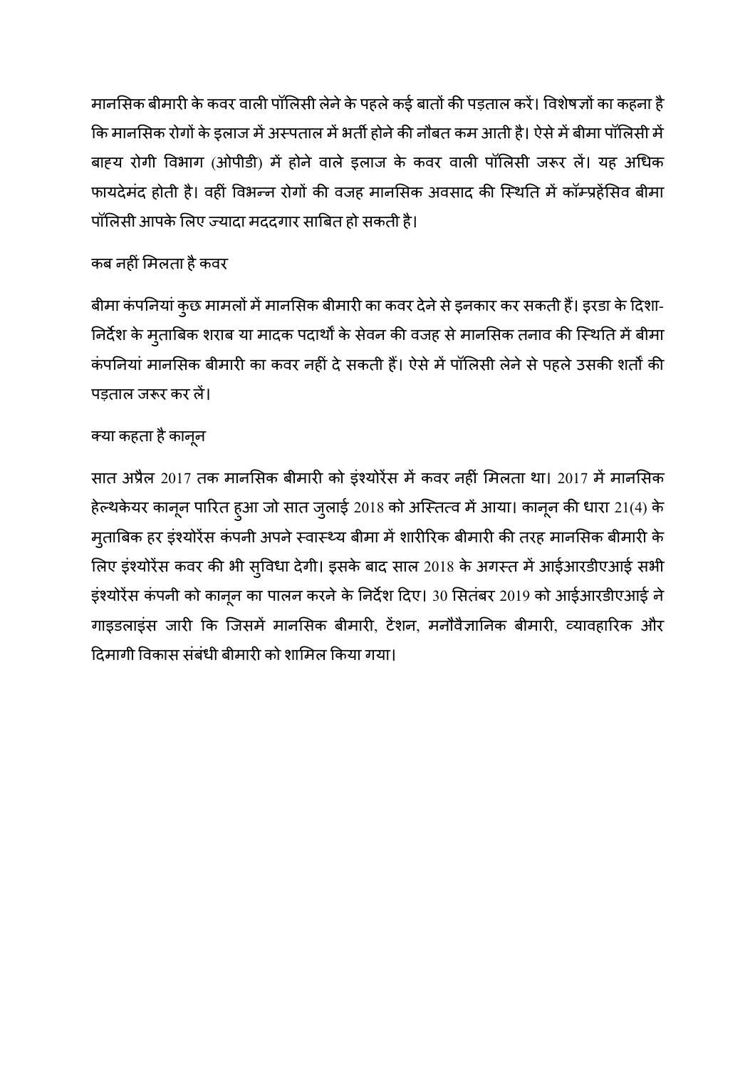मानसिक बीमारी के कवर वाली पॉलिसी लेने के पहले कई बातों की पड़ताल करें। विशेषज्ञों का कहना है कि मानसिक रोगों के इलाज में अस्पताल में भर्ती होने की नौबत कम आती है। ऐसे में बीमा पॉलिसी में बाह्य रोगी विभाग (ओपीडी) में होने वाले इलाज के कवर वाली पॉलिसी जरूर लें। यह अधिक फायदेमंद होती है। वहीं विभिन्न रोगों की वजह मानसिक अवसाद की स्थिति में कॉम्प्रहेंसिव बीमा पॉलिसी आपके लिए ज्यादा मददगार साबित हो सकती है।

कब नहीं मिलता है कवर

बीमा कंपनियां कुछ मामलों में मानसिक बीमारी का कवर देने से इनकार कर सकती हैं। इरडा के दिशा-निर्देश के मुताबिक शराब या मादक पदार्थों के सेवन की वजह से मानसिक तनाव की स्थिति में बीमा कंपनियां मानसिक बीमारी का कवर नहीं दे सकती हैं। ऐसे में पॉलिसी लेने से पहले उसकी शर्तों की पड़ताल जरूर कर लें।

क्या कहता है कानून

सात अप्रैल 2017 तक मानसिक बीमारी को इंश्योरेंस में कवर नहीं मिलता था। 2017 में मानसिक हेल्थकेयर कानून पारित हुआ जो सात जुलाई 2018 को अस्तित्व में आया। कानून की धारा 21(4) के मुताबिक हर इंश्योरेंस कंपनी अपने स्वास्थ्य बीमा में शारीरिक बीमारी की तरह मानसिक बीमारी के लिए इंश्योरेंस कवर की भी सुविधा देगी। इसके बाद साल 2018 के अगस्त में आईआरडीएआई सभी इंश्योरेंस कंपनी को कानून का पालन करने के निर्देश दिए। 30 सितंबर 2019 को आईआरडीएआई ने गाइडलाइंस जारी कि जिसमें मानसिक बीमारी, टेंशन, मनौवैज्ञानिक बीमारी, व्यावहारिक और दिमागी विकास संबंधी बीमारी को शामिल किया गया।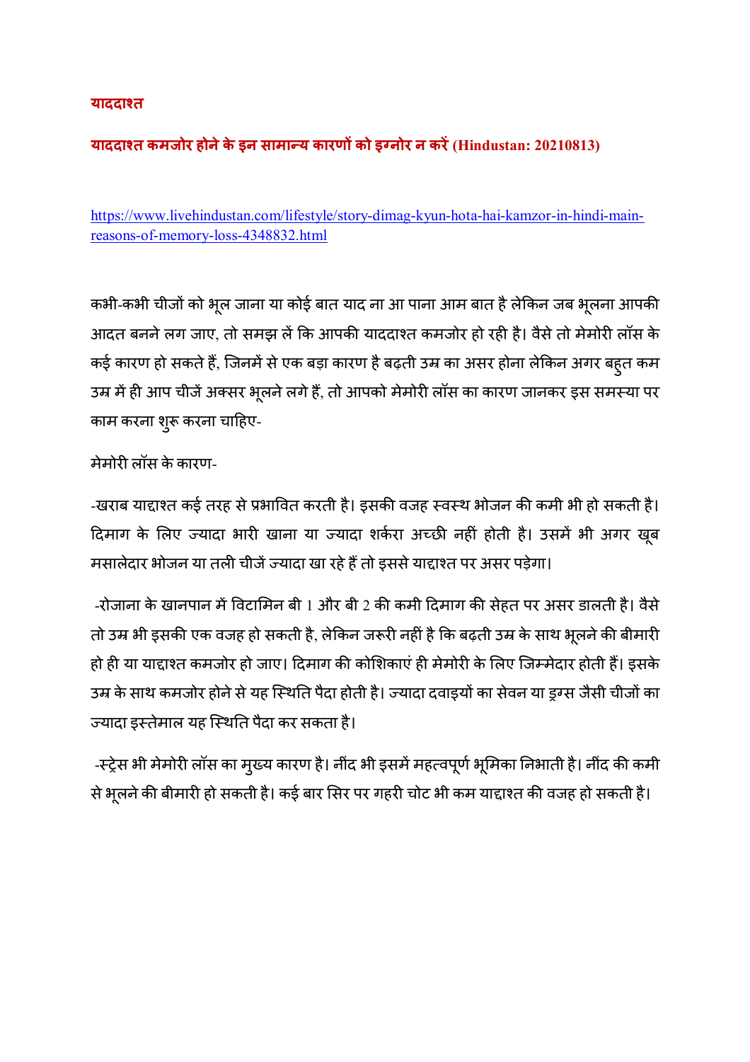## याददाश्त

### याददाश्त कमजोर होने के इन सामान्य कारणों को इग्नोर न करें (Hindustan: 20210813)

https://www.livehindustan.com/lifestyle/story-dimag-kyun-hota-hai-kamzor-in-hindi-main-reasons-of-memory-loss-4348832.html

कभी-कभी चीजों को भूल जाना या कोई बात याद ना आ पाना आम बात है लेकिन जब भूलना आपकी आदत बनने लग जाए, तो समझ लें कि आपकी याददाश्त कमजोर हो रही है। वैसे तो मेमोरी लॉस के कई कारण हो सकते हैं, जिनमें से एक बड़ा कारण है बढ़ती उम्र का असर होना लेकिन अगर बहुत कम उम्र में ही आप चीजें अक्सर भूलने लगे हैं, तो आपको मेमोरी लॉस का कारण जानकर इस समस्या पर काम करना शुरू करना चाहिए-

मेमोरी लॉस के कारण-

-खराब याद्दाश्त कई तरह से प्रभावित करती है। इसकी वजह स्वस्थ भोजन की कमी भी हो सकती है। दिमाग के लिए ज्यादा भारी खाना या ज्यादा शर्करा अच्छी नहीं होती है। उसमें भी अगर खूब मसालेदार भोजन या तली चीजें ज्यादा खा रहे हैं तो इससे याद्दाश्त पर असर पड़ेगा।

-रोजाना के खानपान में विटामिन बी 1 और बी 2 की कमी दिमाग की सेहत पर असर डालती है। वैसे तो उम्र भी इसकी एक वजह हो सकती है, लेकिन जरूरी नहीं है कि बढ़ती उम्र के साथ भूलने की बीमारी हो ही या याद्दाश्त कमजोर हो जाए। दिमाग की कोशिकाएं ही मेमोरी के लिए जिम्मेदार होती हैं। इसके उम्र के साथ कमजोर होने से यह स्थिति पैदा होती है। ज्यादा दवाइयों का सेवन या ड्रग्स जैसी चीजों का ज्यादा इस्तेमाल यह स्थिति पैदा कर सकता है।

-स्ट्रेस भी मेमोरी लॉस का मुख्य कारण है। नींद भी इसमें महत्वपूर्ण भूमिका निभाती है। नींद की कमी से भूलने की बीमारी हो सकती है। कई बार सिर पर गहरी चोट भी कम याद्दाश्त की वजह हो सकती है।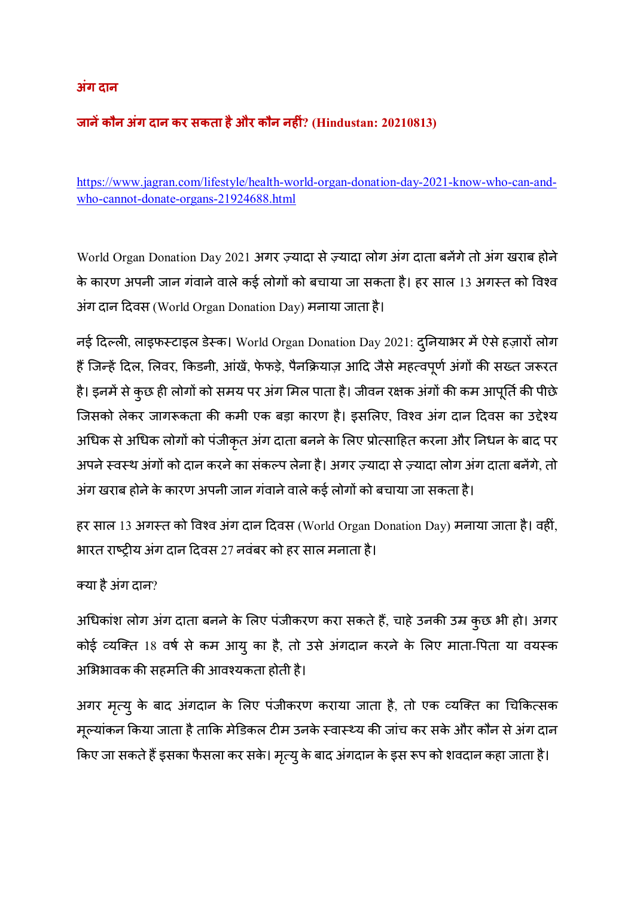## अंग दान

### जानें कौन अंग दान कर सकता है और कौन नहीं? (Hindustan: 20210813)

https://www.jagran.com/lifestyle/health-world-organ-donation-day-2021-know-who-can-and-who-cannot-donate-organs-21924688.html

World Organ Donation Day 2021 अगर ज़्यादा से ज़्यादा लोग अंग दाता बनेंगे तो अंग खराब होने के कारण अपनी जान गंवाने वाले कई लोगों को बचाया जा सकता है। हर साल 13 अगस्त को विश्व अंग दान दिवस (World Organ Donation Day) मनाया जाता है।

नई दिल्ली, लाइफस्टाइल डेस्क। World Organ Donation Day 2021: दुनियाभर में ऐसे हज़ारों लोग हैं जिन्हें दिल, लिवर, किडनी, आंखें, फेफड़े, पैनक्रियाज़ आदि जैसे महत्वपूर्ण अंगों की सख्त जरूरत है। इनमें से कुछ ही लोगों को समय पर अंग मिल पाता है। जीवन रक्षक अंगों की कम आपूर्ति की पीछे जिसको लेकर जागरूकता की कमी एक बड़ा कारण है। इसलिए, विश्व अंग दान दिवस का उद्देश्य अधिक से अधिक लोगों को पंजीकृत अंग दाता बनने के लिए प्रोत्साहित करना और निधन के बाद पर अपने स्वस्थ अंगों को दान करने का संकल्प लेना है। अगर ज़्यादा से ज़्यादा लोग अंग दाता बनेंगे, तो अंग खराब होने के कारण अपनी जान गंवाने वाले कई लोगों को बचाया जा सकता है।

हर साल 13 अगस्त को विश्व अंग दान दिवस (World Organ Donation Day) मनाया जाता है। वहीं, भारत राष्ट्रीय अंग दान दिवस 27 नवंबर को हर साल मनाता है।

क्या है अंग दान?

अधिकांश लोग अंग दाता बनने के लिए पंजीकरण करा सकते हैं, चाहे उनकी उम्र कुछ भी हो। अगर कोई व्यक्ति 18 वर्ष से कम आयु का है, तो उसे अंगदान करने के लिए माता-पिता या वयस्क अभिभावक की सहमति की आवश्यकता होती है।

अगर मृत्यु के बाद अंगदान के लिए पंजीकरण कराया जाता है, तो एक व्यक्ति का चिकित्सक मूल्यांकन किया जाता है ताकि मेडिकल टीम उनके स्वास्थ्य की जांच कर सके और कौन से अंग दान किए जा सकते हैं इसका फैसला कर सके। मृत्यु के बाद अंगदान के इस रूप को शवदान कहा जाता है।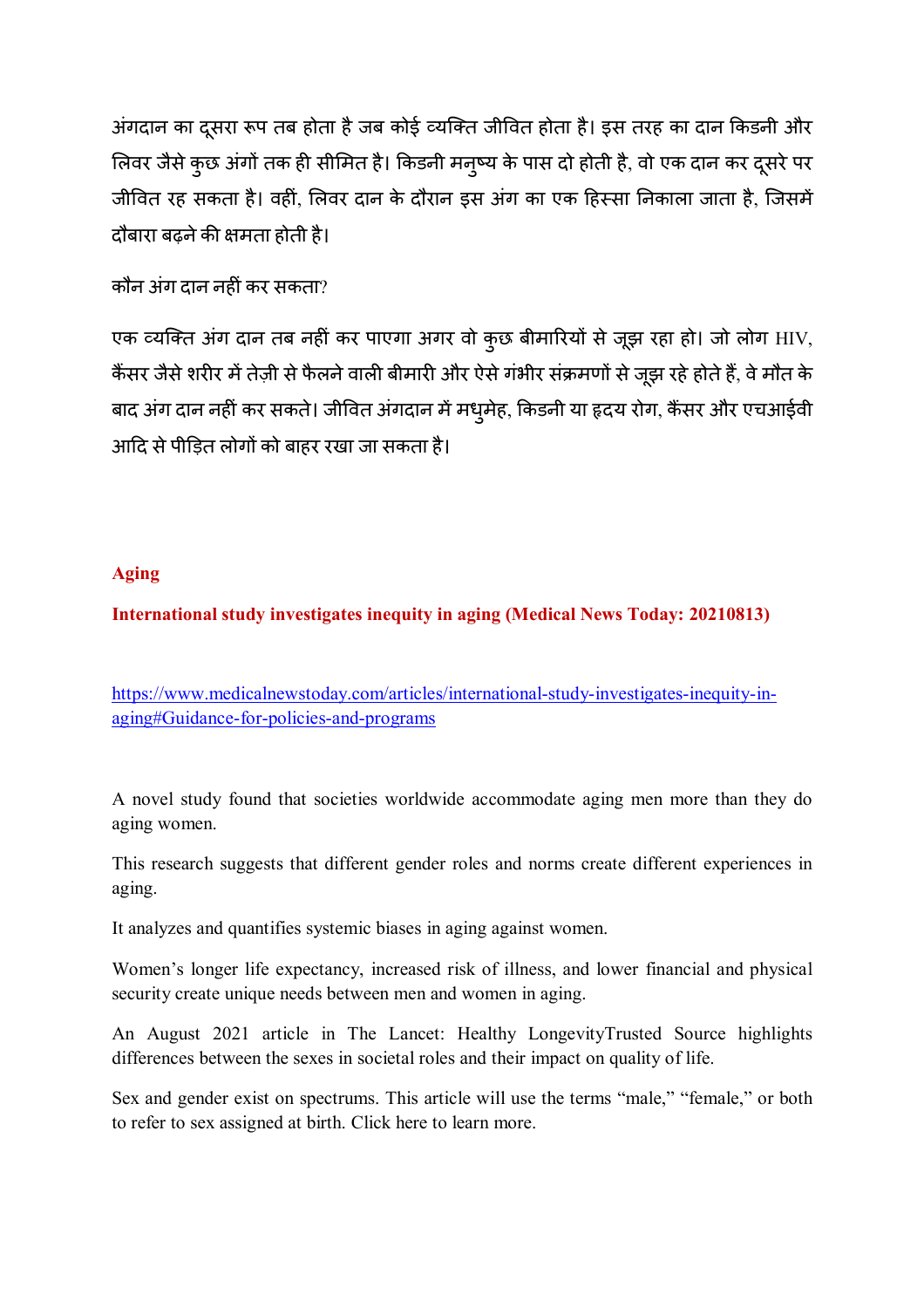अंगदान का दूसरा रूप तब होता है जब कोई व्यक्ति जीवित होता है। इस तरह का दान किडनी और लिवर जैसे कुछ अंगों तक ही सीमित है। किडनी मनुष्य के पास दो होती है, वो एक दान कर दूसरे पर जीवित रह सकता है। वहीं, लिवर दान के दौरान इस अंग का एक हिस्सा निकाला जाता है, जिसमें दौबारा बढ़ने की क्षमता होती है।

कौन अंग दान नहीं कर सकता?

एक व्यक्ति अंग दान तब नहीं कर पाएगा अगर वो कुछ बीमारियों से जूझ रहा हो। जो लोग HIV, कैंसर जैसे शरीर में तेज़ी से फैलने वाली बीमारी और ऐसे गंभीर संक्रमणों से जूझ रहे होते हैं, वे मौत के बाद अंग दान नहीं कर सकते। जीवित अंगदान में मधुमेह, किडनी या हृदय रोग, कैंसर और एचआईवी आदि से पीड़ित लोगों को बाहर रखा जा सकता है।

**Aging**

**International study investigates inequity in aging (Medical News Today: 20210813)**

https://www.medicalnewstoday.com/articles/international-study-investigates-inequity-in-aging#Guidance-for-policies-and-programs

A novel study found that societies worldwide accommodate aging men more than they do aging women.

This research suggests that different gender roles and norms create different experiences in aging.

It analyzes and quantifies systemic biases in aging against women.

Women's longer life expectancy, increased risk of illness, and lower financial and physical security create unique needs between men and women in aging.

An August 2021 article in The Lancet: Healthy LongevityTrusted Source highlights differences between the sexes in societal roles and their impact on quality of life.

Sex and gender exist on spectrums. This article will use the terms "male," "female," or both to refer to sex assigned at birth. Click here to learn more.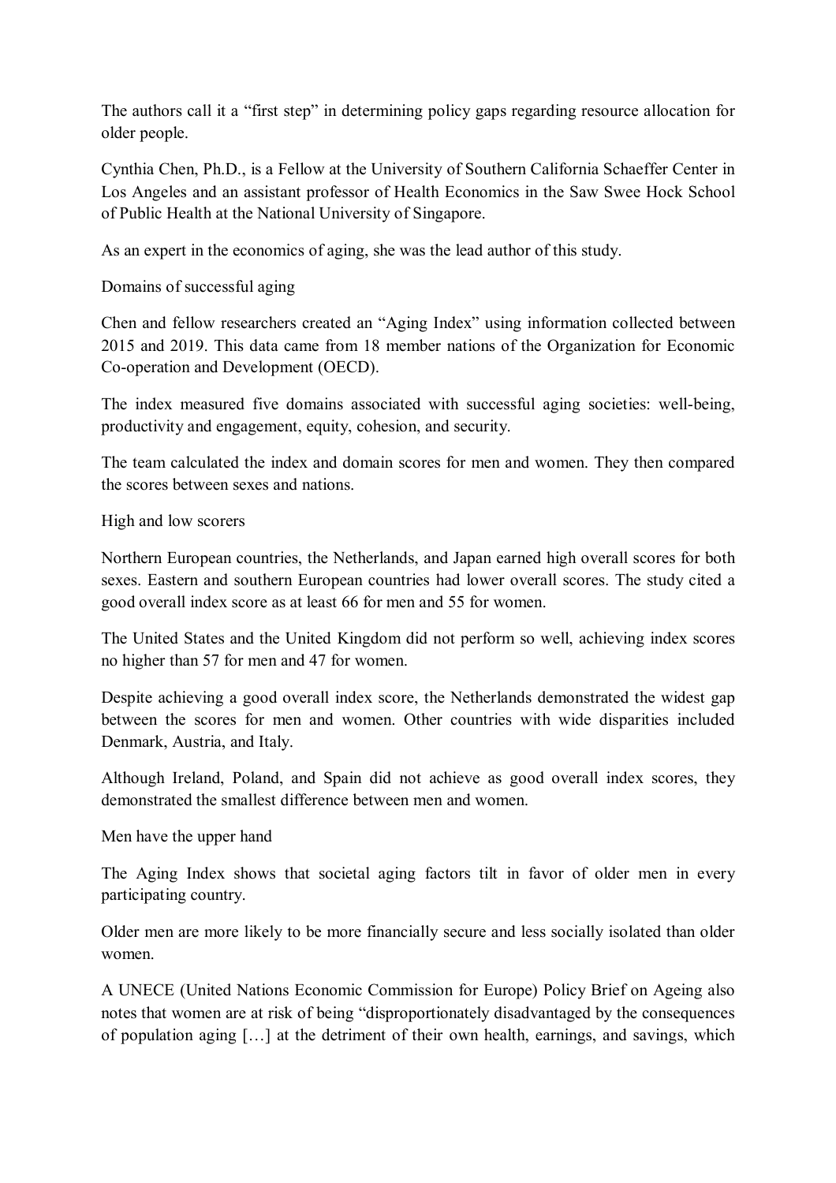The authors call it a "first step" in determining policy gaps regarding resource allocation for older people.

Cynthia Chen, Ph.D., is a Fellow at the University of Southern California Schaeffer Center in Los Angeles and an assistant professor of Health Economics in the Saw Swee Hock School of Public Health at the National University of Singapore.

As an expert in the economics of aging, she was the lead author of this study.

## Domains of successful aging

Chen and fellow researchers created an "Aging Index" using information collected between 2015 and 2019. This data came from 18 member nations of the Organization for Economic Co-operation and Development (OECD).

The index measured five domains associated with successful aging societies: well-being, productivity and engagement, equity, cohesion, and security.

The team calculated the index and domain scores for men and women. They then compared the scores between sexes and nations.

## High and low scorers

Northern European countries, the Netherlands, and Japan earned high overall scores for both sexes. Eastern and southern European countries had lower overall scores. The study cited a good overall index score as at least 66 for men and 55 for women.

The United States and the United Kingdom did not perform so well, achieving index scores no higher than 57 for men and 47 for women.

Despite achieving a good overall index score, the Netherlands demonstrated the widest gap between the scores for men and women. Other countries with wide disparities included Denmark, Austria, and Italy.

Although Ireland, Poland, and Spain did not achieve as good overall index scores, they demonstrated the smallest difference between men and women.

## Men have the upper hand

The Aging Index shows that societal aging factors tilt in favor of older men in every participating country.

Older men are more likely to be more financially secure and less socially isolated than older women.

A UNECE (United Nations Economic Commission for Europe) Policy Brief on Ageing also notes that women are at risk of being "disproportionately disadvantaged by the consequences of population aging […] at the detriment of their own health, earnings, and savings, which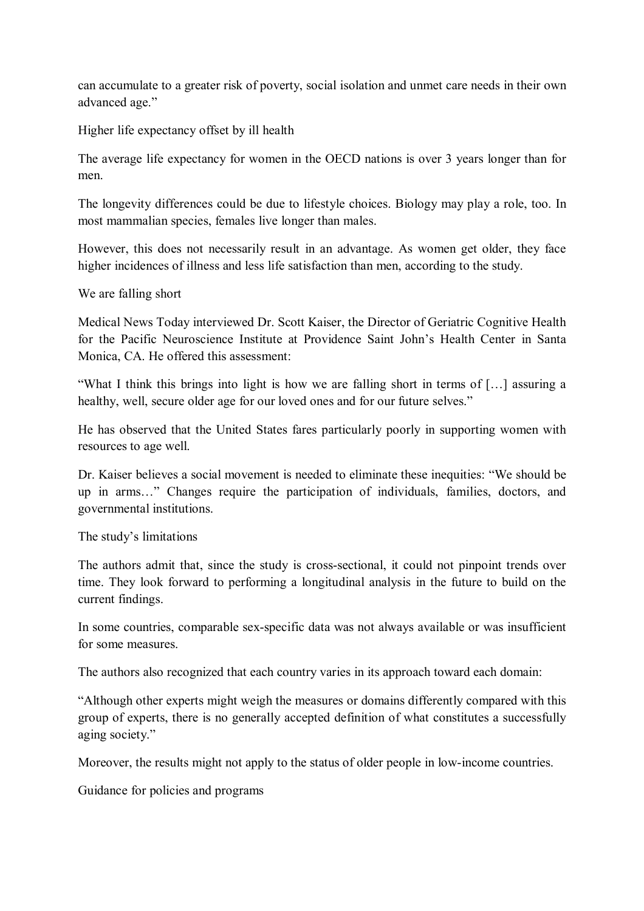can accumulate to a greater risk of poverty, social isolation and unmet care needs in their own advanced age."

## Higher life expectancy offset by ill health

The average life expectancy for women in the OECD nations is over 3 years longer than for men.

The longevity differences could be due to lifestyle choices. Biology may play a role, too. In most mammalian species, females live longer than males.

However, this does not necessarily result in an advantage. As women get older, they face higher incidences of illness and less life satisfaction than men, according to the study.

## We are falling short

Medical News Today interviewed Dr. Scott Kaiser, the Director of Geriatric Cognitive Health for the Pacific Neuroscience Institute at Providence Saint John's Health Center in Santa Monica, CA. He offered this assessment:

"What I think this brings into light is how we are falling short in terms of […] assuring a healthy, well, secure older age for our loved ones and for our future selves."

He has observed that the United States fares particularly poorly in supporting women with resources to age well.

Dr. Kaiser believes a social movement is needed to eliminate these inequities: "We should be up in arms…" Changes require the participation of individuals, families, doctors, and governmental institutions.

## The study's limitations

The authors admit that, since the study is cross-sectional, it could not pinpoint trends over time. They look forward to performing a longitudinal analysis in the future to build on the current findings.

In some countries, comparable sex-specific data was not always available or was insufficient for some measures.

The authors also recognized that each country varies in its approach toward each domain:

"Although other experts might weigh the measures or domains differently compared with this group of experts, there is no generally accepted definition of what constitutes a successfully aging society."

Moreover, the results might not apply to the status of older people in low-income countries.

## Guidance for policies and programs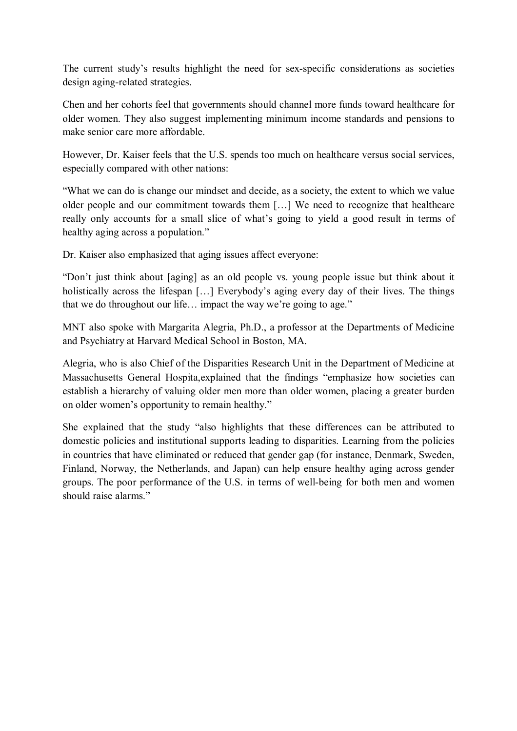The current study's results highlight the need for sex-specific considerations as societies design aging-related strategies.

Chen and her cohorts feel that governments should channel more funds toward healthcare for older women. They also suggest implementing minimum income standards and pensions to make senior care more affordable.

However, Dr. Kaiser feels that the U.S. spends too much on healthcare versus social services, especially compared with other nations:

"What we can do is change our mindset and decide, as a society, the extent to which we value older people and our commitment towards them […] We need to recognize that healthcare really only accounts for a small slice of what's going to yield a good result in terms of healthy aging across a population."

Dr. Kaiser also emphasized that aging issues affect everyone:

"Don't just think about [aging] as an old people vs. young people issue but think about it holistically across the lifespan […] Everybody's aging every day of their lives. The things that we do throughout our life… impact the way we're going to age."

MNT also spoke with Margarita Alegria, Ph.D., a professor at the Departments of Medicine and Psychiatry at Harvard Medical School in Boston, MA.

Alegria, who is also Chief of the Disparities Research Unit in the Department of Medicine at Massachusetts General Hospita,explained that the findings "emphasize how societies can establish a hierarchy of valuing older men more than older women, placing a greater burden on older women's opportunity to remain healthy."

She explained that the study "also highlights that these differences can be attributed to domestic policies and institutional supports leading to disparities. Learning from the policies in countries that have eliminated or reduced that gender gap (for instance, Denmark, Sweden, Finland, Norway, the Netherlands, and Japan) can help ensure healthy aging across gender groups. The poor performance of the U.S. in terms of well-being for both men and women should raise alarms."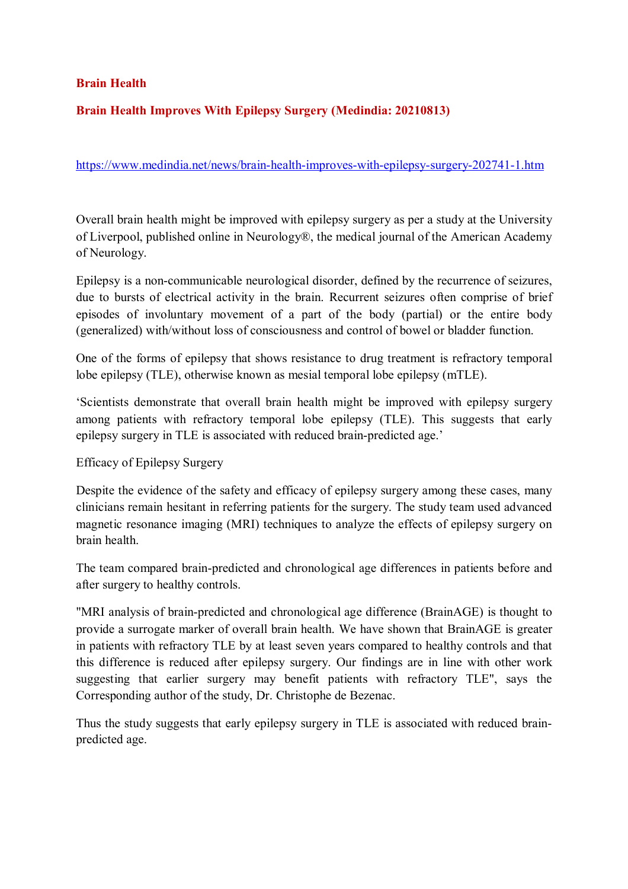## Brain Health

### Brain Health Improves With Epilepsy Surgery (Medindia: 20210813)

https://www.medindia.net/news/brain-health-improves-with-epilepsy-surgery-202741-1.htm

Overall brain health might be improved with epilepsy surgery as per a study at the University of Liverpool, published online in Neurology®, the medical journal of the American Academy of Neurology.

Epilepsy is a non-communicable neurological disorder, defined by the recurrence of seizures, due to bursts of electrical activity in the brain. Recurrent seizures often comprise of brief episodes of involuntary movement of a part of the body (partial) or the entire body (generalized) with/without loss of consciousness and control of bowel or bladder function.

One of the forms of epilepsy that shows resistance to drug treatment is refractory temporal lobe epilepsy (TLE), otherwise known as mesial temporal lobe epilepsy (mTLE).

'Scientists demonstrate that overall brain health might be improved with epilepsy surgery among patients with refractory temporal lobe epilepsy (TLE). This suggests that early epilepsy surgery in TLE is associated with reduced brain-predicted age.'

Efficacy of Epilepsy Surgery

Despite the evidence of the safety and efficacy of epilepsy surgery among these cases, many clinicians remain hesitant in referring patients for the surgery. The study team used advanced magnetic resonance imaging (MRI) techniques to analyze the effects of epilepsy surgery on brain health.

The team compared brain-predicted and chronological age differences in patients before and after surgery to healthy controls.

"MRI analysis of brain-predicted and chronological age difference (BrainAGE) is thought to provide a surrogate marker of overall brain health. We have shown that BrainAGE is greater in patients with refractory TLE by at least seven years compared to healthy controls and that this difference is reduced after epilepsy surgery. Our findings are in line with other work suggesting that earlier surgery may benefit patients with refractory TLE", says the Corresponding author of the study, Dr. Christophe de Bezenac.

Thus the study suggests that early epilepsy surgery in TLE is associated with reduced brain-predicted age.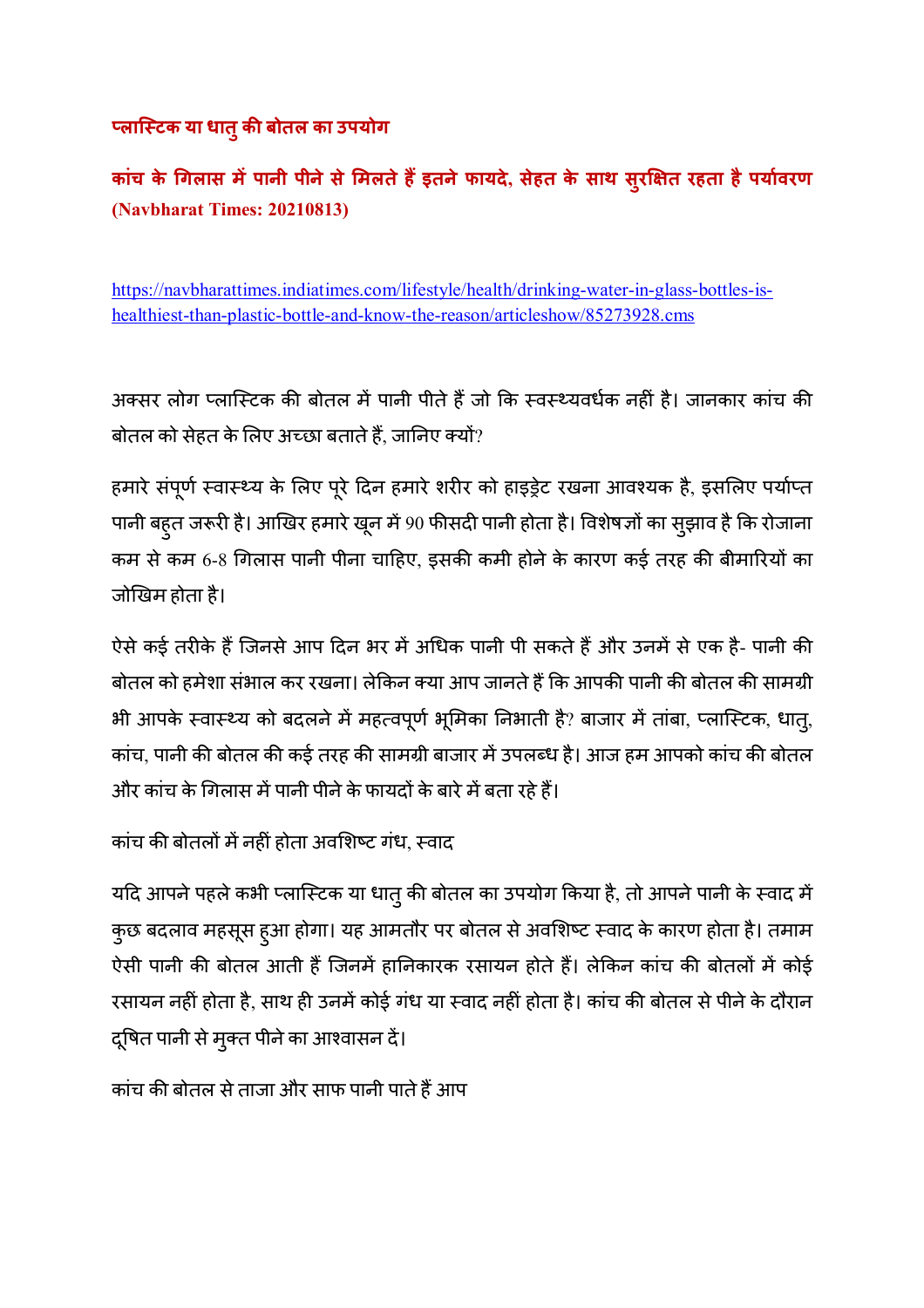## प्लास्टिक या धातु की बोतल का उपयोग

## कांच के गिलास में पानी पीने से मिलते हैं इतने फायदे, सेहत के साथ सुरक्षित रहता है पर्यावरण

**(Navbharat Times: 20210813)**

https://navbharattimes.indiatimes.com/lifestyle/health/drinking-water-in-glass-bottles-is-healthiest-than-plastic-bottle-and-know-the-reason/articleshow/85273928.cms

अक्सर लोग प्लास्टिक की बोतल में पानी पीते हैं जो कि स्वस्थ्यवर्धक नहीं है। जानकार कांच की बोतल को सेहत के लिए अच्छा बताते हैं, जानिए क्यों?

हमारे संपूर्ण स्वास्थ्य के लिए पूरे दिन हमारे शरीर को हाइड्रेट रखना आवश्यक है, इसलिए पर्याप्त पानी बहुत जरूरी है। आखिर हमारे खून में 90 फीसदी पानी होता है। विशेषज्ञों का सुझाव है कि रोजाना कम से कम 6-8 गिलास पानी पीना चाहिए, इसकी कमी होने के कारण कई तरह की बीमारियों का जोखिम होता है।

ऐसे कई तरीके हैं जिनसे आप दिन भर में अधिक पानी पी सकते हैं और उनमें से एक है- पानी की बोतल को हमेशा संभाल कर रखना। लेकिन क्या आप जानते हैं कि आपकी पानी की बोतल की सामग्री भी आपके स्वास्थ्य को बदलने में महत्वपूर्ण भूमिका निभाती है? बाजार में तांबा, प्लास्टिक, धातु, कांच, पानी की बोतल की कई तरह की सामग्री बाजार में उपलब्ध है। आज हम आपको कांच की बोतल और कांच के गिलास में पानी पीने के फायदों के बारे में बता रहे हैं।

कांच की बोतलों में नहीं होता अवशिष्ट गंध, स्वाद

यदि आपने पहले कभी प्लास्टिक या धातु की बोतल का उपयोग किया है, तो आपने पानी के स्वाद में कुछ बदलाव महसूस हुआ होगा। यह आमतौर पर बोतल से अवशिष्ट स्वाद के कारण होता है। तमाम ऐसी पानी की बोतल आती हैं जिनमें हानिकारक रसायन होते हैं। लेकिन कांच की बोतलों में कोई रसायन नहीं होता है, साथ ही उनमें कोई गंध या स्वाद नहीं होता है। कांच की बोतल से पीने के दौरान दूषित पानी से मुक्त पीने का आश्वासन दें।

कांच की बोतल से ताजा और साफ पानी पाते हैं आप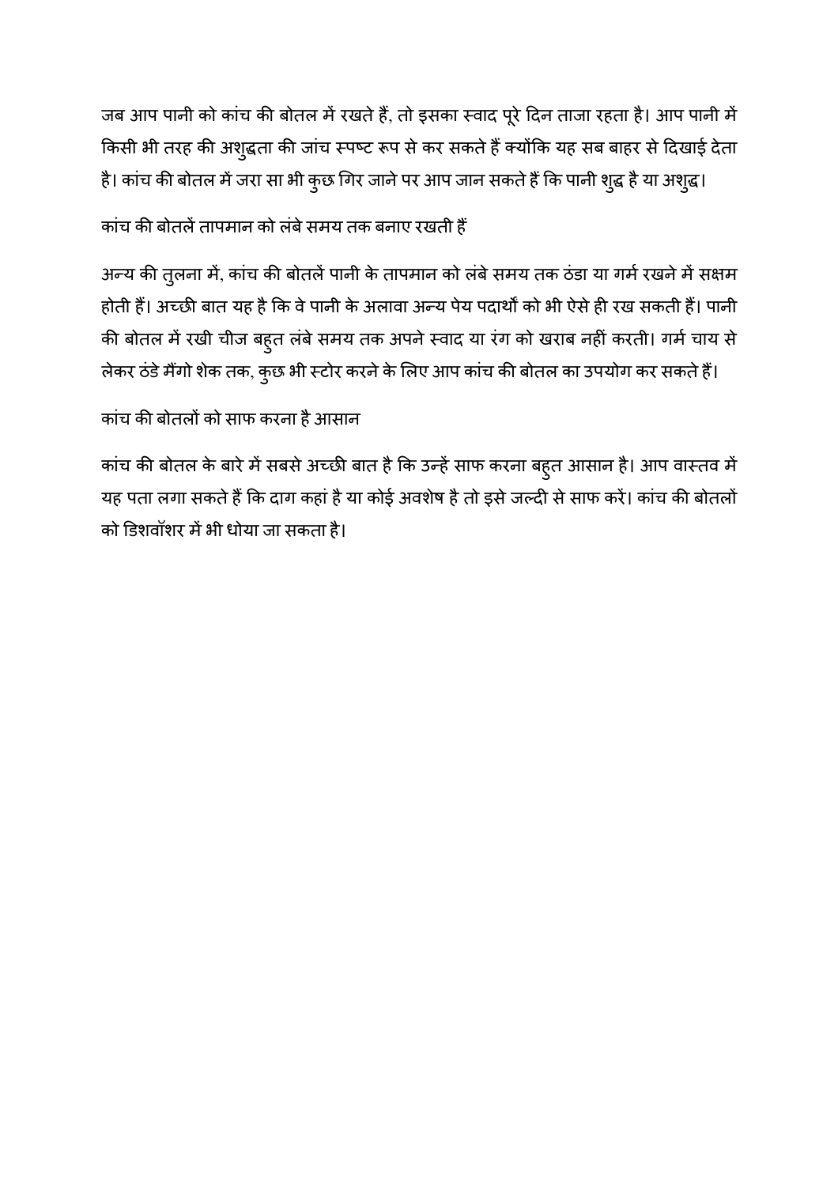जब आप पानी को कांच की बोतल में रखते हैं, तो इसका स्वाद पूरे दिन ताजा रहता है। आप पानी में किसी भी तरह की अशुद्धता की जांच स्पष्ट रूप से कर सकते हैं क्योंकि यह सब बाहर से दिखाई देता है। कांच की बोतल में जरा सा भी कुछ गिर जाने पर आप जान सकते हैं कि पानी शुद्ध है या अशुद्ध।

## कांच की बोतलें तापमान को लंबे समय तक बनाए रखती हैं

अन्य की तुलना में, कांच की बोतलें पानी के तापमान को लंबे समय तक ठंडा या गर्म रखने में सक्षम होती हैं। अच्छी बात यह है कि वे पानी के अलावा अन्य पेय पदार्थों को भी ऐसे ही रख सकती हैं। पानी की बोतल में रखी चीज बहुत लंबे समय तक अपने स्वाद या रंग को खराब नहीं करती। गर्म चाय से लेकर ठंडे मैंगो शेक तक, कुछ भी स्टोर करने के लिए आप कांच की बोतल का उपयोग कर सकते हैं।

## कांच की बोतलों को साफ करना है आसान

कांच की बोतल के बारे में सबसे अच्छी बात है कि उन्हें साफ करना बहुत आसान है। आप वास्तव में यह पता लगा सकते हैं कि दाग कहां है या कोई अवशेष है तो इसे जल्दी से साफ करें। कांच की बोतलों को डिशवॉशर में भी धोया जा सकता है।